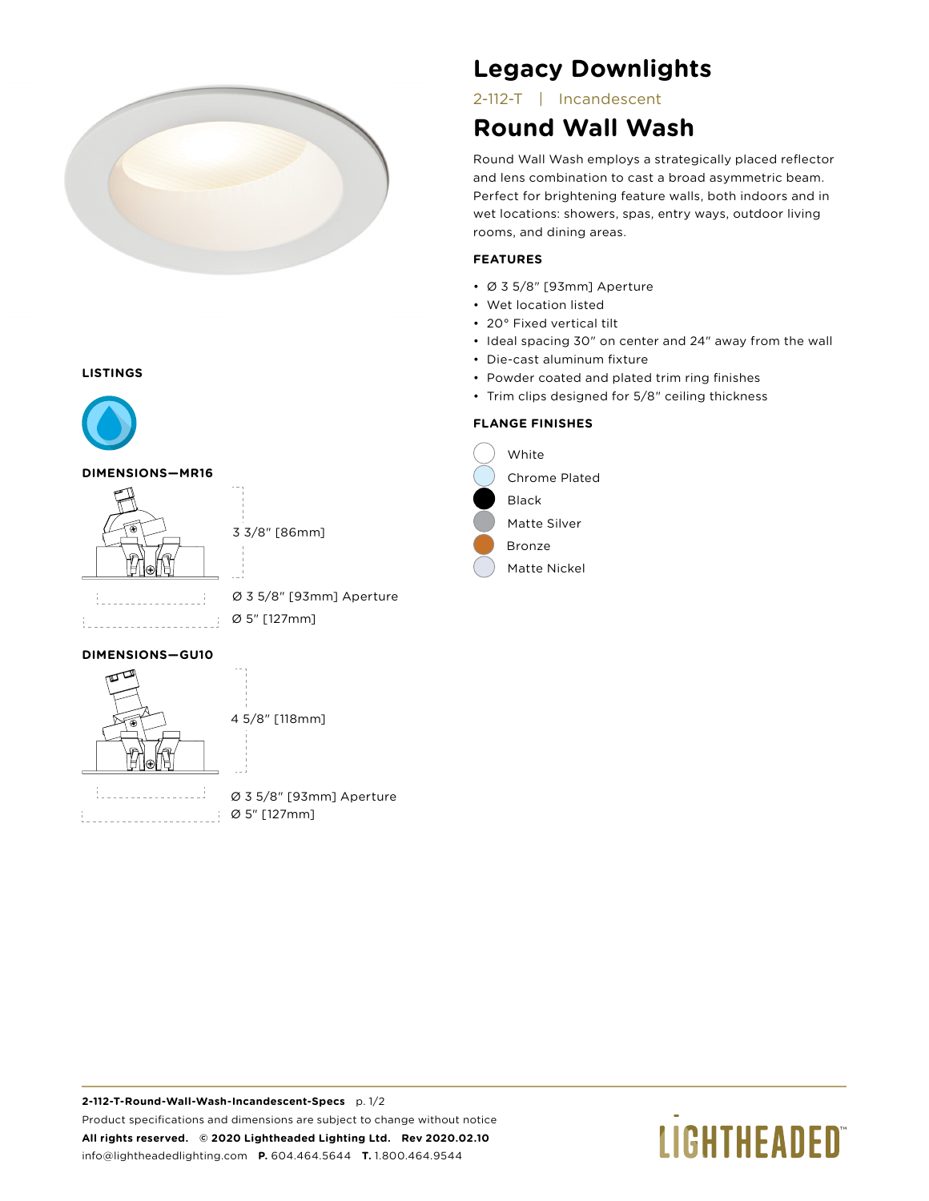# Legacy Downlights

2-112-T | Incandescent

## Round Wall Wash

Round Wall Wash employs a strategically placed reflector and lens combination to cast a broad asymmetric beam. Perfect for brightening feature walls, both indoors and in wet locations: showers, spas, entry ways, outdoor living rooms, and dining areas.

### FEATURES

- Ø 3 5/8" [93mm] Aperture
- Wet location listed
- 20° Fixed vertical tilt
- Ideal spacing 30" on center and 24" away from the wall
- Die-cast aluminum fixture
- Powder coated and plated trim ring finishes
- Trim clips designed for 5/8" ceiling thickness

### FLANGE FINISHES

- White
- Chrome Plated
- Black
- Matte Silver
- Bronze
- Matte Nickel

### LISTINGS

### DIMENSIONS—MR16

3 3/8" [86mm]

Ø 3 5/8" [93mm] Aperture

Ø 5" [127mm]

### DIMENSIONS—GU10

4 5/8" [118mm]

Ø 3 5/8" [93mm] Aperture

Ø 5" [127mm]

**2-112-T-Round-Wall-Wash-Incandescent-Specs** p. 1/2

Product specifications and dimensions are subject to change without notice

**All rights reserved. © 2020 Lightheaded Lighting Ltd. Rev 2020.02.10**

info@lightheadedlighting.com **P.** 604.464.5644 **T.** 1.800.464.9544

LIGHTHEADED™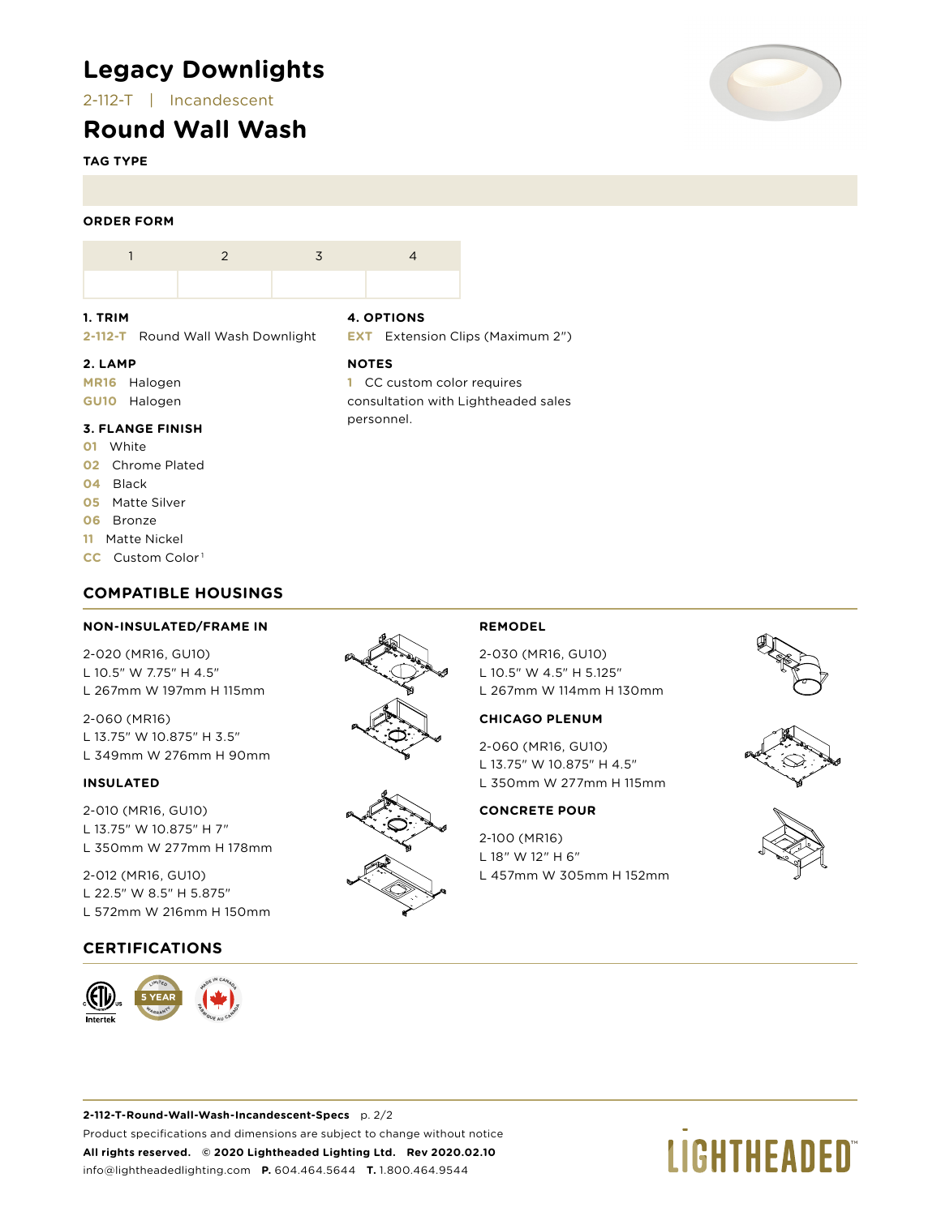# Legacy Downlights

2-112-T | Incandescent

# Round Wall Wash

**TAG TYPE**

**ORDER FORM**

| 1 | 2 | 3 | 4 |
|---|---|---|---|
| | | | |

**1. TRIM**

**2-112-T** Round Wall Wash Downlight

**2. LAMP**

**MR16** Halogen
**GU10** Halogen

**3. FLANGE FINISH**

**01** White
**02** Chrome Plated
**04** Black
**05** Matte Silver
**06** Bronze
**11** Matte Nickel
**CC** Custom Color[1]

**4. OPTIONS**

**EXT** Extension Clips (Maximum 2")

**NOTES**

1 CC custom color requires consultation with Lightheaded sales personnel.

## COMPATIBLE HOUSINGS

**NON-INSULATED/FRAME IN**

2-020 (MR16, GU10)
L 10.5" W 7.75" H 4.5"
L 267mm W 197mm H 115mm

2-060 (MR16)
L 13.75" W 10.875" H 3.5"
L 349mm W 276mm H 90mm

**INSULATED**

2-010 (MR16, GU10)
L 13.75" W 10.875" H 7"
L 350mm W 277mm H 178mm

2-012 (MR16, GU10)
L 22.5" W 8.5" H 5.875"
L 572mm W 216mm H 150mm

**REMODEL**

2-030 (MR16, GU10)
L 10.5" W 4.5" H 5.125"
L 267mm W 114mm H 130mm

**CHICAGO PLENUM**

2-060 (MR16, GU10)
L 13.75" W 10.875" H 4.5"
L 350mm W 277mm H 115mm

**CONCRETE POUR**

2-100 (MR16)
L 18" W 12" H 6"
L 457mm W 305mm H 152mm

## CERTIFICATIONS

**2-112-T-Round-Wall-Wash-Incandescent-Specs**

Product specifications and dimensions are subject to change without notice

**All rights reserved. © 2020 Lightheaded Lighting Ltd. Rev 2020.02.10**

info@lightheadedlighting.com **P.** 604.464.5644 **T.** 1.800.464.9544

LIGHTHEADED™